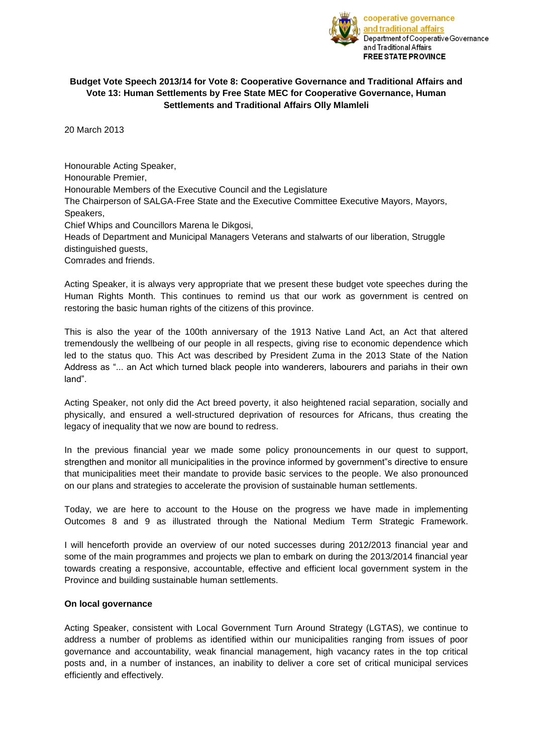cooperative governance and traditional affairs
Department of Cooperative Governance and Traditional Affairs
**FREE STATE PROVINCE**

**Budget Vote Speech 2013/14 for Vote 8: Cooperative Governance and Traditional Affairs and Vote 13: Human Settlements by Free State MEC for Cooperative Governance, Human Settlements and Traditional Affairs Olly Mlamleli**

20 March 2013

Honourable Acting Speaker,
Honourable Premier,
Honourable Members of the Executive Council and the Legislature
The Chairperson of SALGA-Free State and the Executive Committee Executive Mayors, Mayors, Speakers,
Chief Whips and Councillors Marena le Dikgosi,
Heads of Department and Municipal Managers Veterans and stalwarts of our liberation, Struggle distinguished guests,
Comrades and friends.

Acting Speaker, it is always very appropriate that we present these budget vote speeches during the Human Rights Month. This continues to remind us that our work as government is centred on restoring the basic human rights of the citizens of this province.

This is also the year of the 100th anniversary of the 1913 Native Land Act, an Act that altered tremendously the wellbeing of our people in all respects, giving rise to economic dependence which led to the status quo. This Act was described by President Zuma in the 2013 State of the Nation Address as "... an Act which turned black people into wanderers, labourers and pariahs in their own land".

Acting Speaker, not only did the Act breed poverty, it also heightened racial separation, socially and physically, and ensured a well-structured deprivation of resources for Africans, thus creating the legacy of inequality that we now are bound to redress.

In the previous financial year we made some policy pronouncements in our quest to support, strengthen and monitor all municipalities in the province informed by government"s directive to ensure that municipalities meet their mandate to provide basic services to the people. We also pronounced on our plans and strategies to accelerate the provision of sustainable human settlements.

Today, we are here to account to the House on the progress we have made in implementing Outcomes 8 and 9 as illustrated through the National Medium Term Strategic Framework.

I will henceforth provide an overview of our noted successes during 2012/2013 financial year and some of the main programmes and projects we plan to embark on during the 2013/2014 financial year towards creating a responsive, accountable, effective and efficient local government system in the Province and building sustainable human settlements.

**On local governance**

Acting Speaker, consistent with Local Government Turn Around Strategy (LGTAS), we continue to address a number of problems as identified within our municipalities ranging from issues of poor governance and accountability, weak financial management, high vacancy rates in the top critical posts and, in a number of instances, an inability to deliver a core set of critical municipal services efficiently and effectively.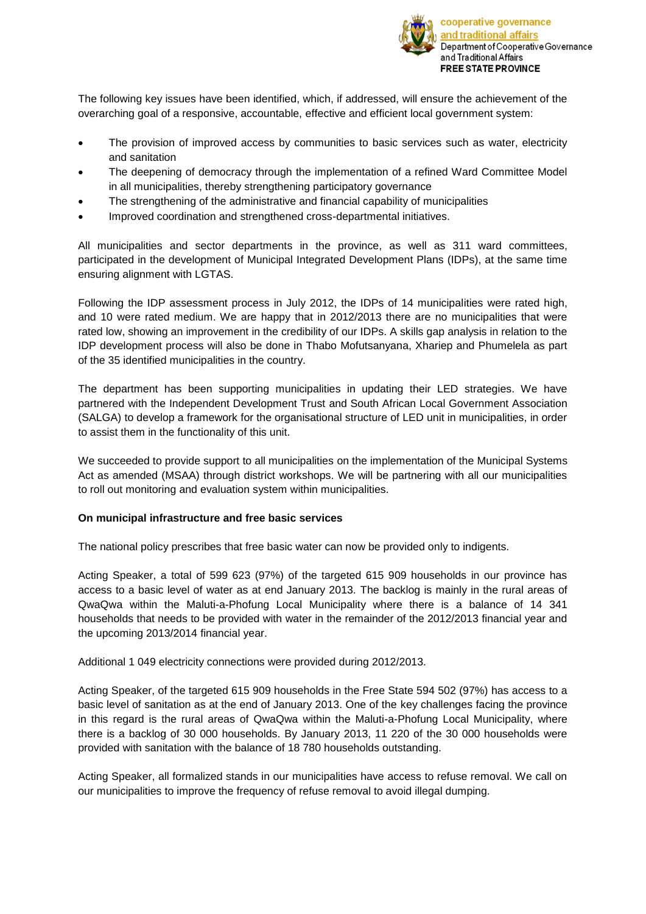The following key issues have been identified, which, if addressed, will ensure the achievement of the overarching goal of a responsive, accountable, effective and efficient local government system:

- The provision of improved access by communities to basic services such as water, electricity and sanitation
- The deepening of democracy through the implementation of a refined Ward Committee Model in all municipalities, thereby strengthening participatory governance
- The strengthening of the administrative and financial capability of municipalities
- Improved coordination and strengthened cross-departmental initiatives.

All municipalities and sector departments in the province, as well as 311 ward committees, participated in the development of Municipal Integrated Development Plans (IDPs), at the same time ensuring alignment with LGTAS.

Following the IDP assessment process in July 2012, the IDPs of 14 municipalities were rated high, and 10 were rated medium. We are happy that in 2012/2013 there are no municipalities that were rated low, showing an improvement in the credibility of our IDPs. A skills gap analysis in relation to the IDP development process will also be done in Thabo Mofutsanyana, Xhariep and Phumelela as part of the 35 identified municipalities in the country.

The department has been supporting municipalities in updating their LED strategies. We have partnered with the Independent Development Trust and South African Local Government Association (SALGA) to develop a framework for the organisational structure of LED unit in municipalities, in order to assist them in the functionality of this unit.

We succeeded to provide support to all municipalities on the implementation of the Municipal Systems Act as amended (MSAA) through district workshops. We will be partnering with all our municipalities to roll out monitoring and evaluation system within municipalities.

**On municipal infrastructure and free basic services**

The national policy prescribes that free basic water can now be provided only to indigents.

Acting Speaker, a total of 599 623 (97%) of the targeted 615 909 households in our province has access to a basic level of water as at end January 2013. The backlog is mainly in the rural areas of QwaQwa within the Maluti-a-Phofung Local Municipality where there is a balance of 14 341 households that needs to be provided with water in the remainder of the 2012/2013 financial year and the upcoming 2013/2014 financial year.

Additional 1 049 electricity connections were provided during 2012/2013.

Acting Speaker, of the targeted 615 909 households in the Free State 594 502 (97%) has access to a basic level of sanitation as at the end of January 2013. One of the key challenges facing the province in this regard is the rural areas of QwaQwa within the Maluti-a-Phofung Local Municipality, where there is a backlog of 30 000 households. By January 2013, 11 220 of the 30 000 households were provided with sanitation with the balance of 18 780 households outstanding.

Acting Speaker, all formalized stands in our municipalities have access to refuse removal. We call on our municipalities to improve the frequency of refuse removal to avoid illegal dumping.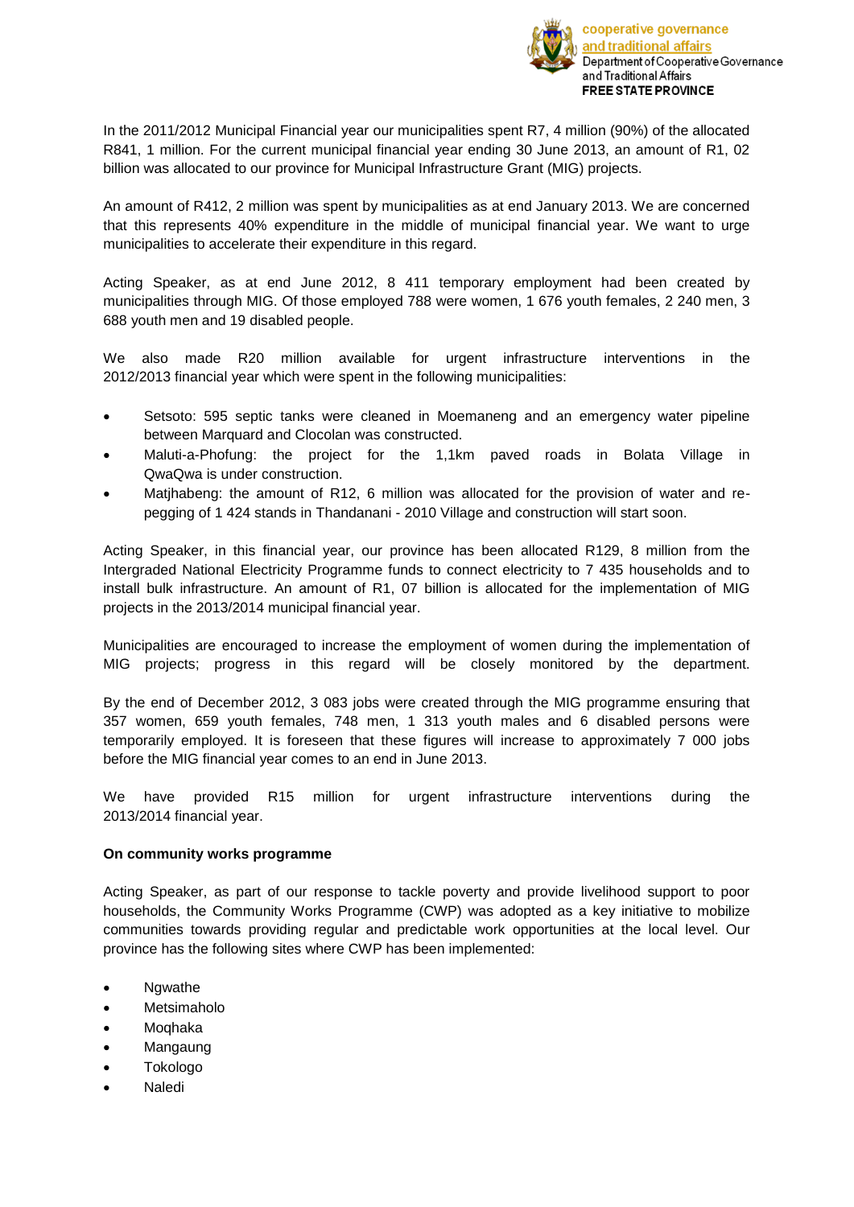In the 2011/2012 Municipal Financial year our municipalities spent R7, 4 million (90%) of the allocated R841, 1 million. For the current municipal financial year ending 30 June 2013, an amount of R1, 02 billion was allocated to our province for Municipal Infrastructure Grant (MIG) projects.

An amount of R412, 2 million was spent by municipalities as at end January 2013. We are concerned that this represents 40% expenditure in the middle of municipal financial year. We want to urge municipalities to accelerate their expenditure in this regard.

Acting Speaker, as at end June 2012, 8 411 temporary employment had been created by municipalities through MIG. Of those employed 788 were women, 1 676 youth females, 2 240 men, 3 688 youth men and 19 disabled people.

We also made R20 million available for urgent infrastructure interventions in the 2012/2013 financial year which were spent in the following municipalities:

- Setsoto: 595 septic tanks were cleaned in Moemaneng and an emergency water pipeline between Marquard and Clocolan was constructed.
- Maluti-a-Phofung: the project for the 1,1km paved roads in Bolata Village in QwaQwa is under construction.
- Matjhabeng: the amount of R12, 6 million was allocated for the provision of water and re-pegging of 1 424 stands in Thandanani - 2010 Village and construction will start soon.

Acting Speaker, in this financial year, our province has been allocated R129, 8 million from the Intergraded National Electricity Programme funds to connect electricity to 7 435 households and to install bulk infrastructure. An amount of R1, 07 billion is allocated for the implementation of MIG projects in the 2013/2014 municipal financial year.

Municipalities are encouraged to increase the employment of women during the implementation of MIG projects; progress in this regard will be closely monitored by the department.

By the end of December 2012, 3 083 jobs were created through the MIG programme ensuring that 357 women, 659 youth females, 748 men, 1 313 youth males and 6 disabled persons were temporarily employed. It is foreseen that these figures will increase to approximately 7 000 jobs before the MIG financial year comes to an end in June 2013.

We have provided R15 million for urgent infrastructure interventions during the 2013/2014 financial year.

**On community works programme**

Acting Speaker, as part of our response to tackle poverty and provide livelihood support to poor households, the Community Works Programme (CWP) was adopted as a key initiative to mobilize communities towards providing regular and predictable work opportunities at the local level. Our province has the following sites where CWP has been implemented:

- Ngwathe
- Metsimaholo
- Moqhaka
- Mangaung
- Tokologo
- Naledi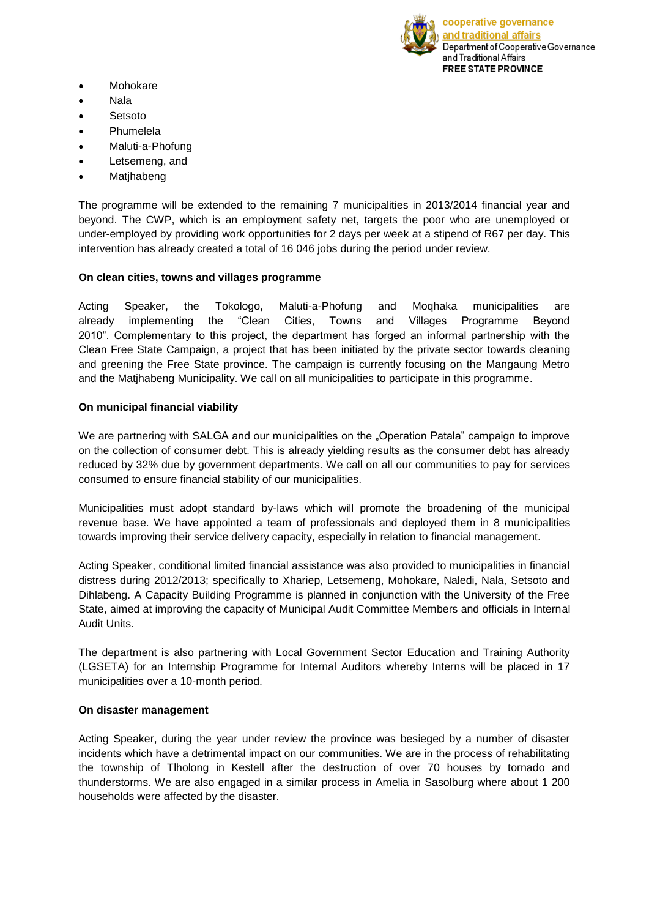- Mohokare
- Nala
- Setsoto
- Phumelela
- Maluti-a-Phofung
- Letsemeng, and
- Matjhabeng

The programme will be extended to the remaining 7 municipalities in 2013/2014 financial year and beyond. The CWP, which is an employment safety net, targets the poor who are unemployed or under-employed by providing work opportunities for 2 days per week at a stipend of R67 per day. This intervention has already created a total of 16 046 jobs during the period under review.

**On clean cities, towns and villages programme**

Acting Speaker, the Tokologo, Maluti-a-Phofung and Moqhaka municipalities are already implementing the "Clean Cities, Towns and Villages Programme Beyond 2010". Complementary to this project, the department has forged an informal partnership with the Clean Free State Campaign, a project that has been initiated by the private sector towards cleaning and greening the Free State province. The campaign is currently focusing on the Mangaung Metro and the Matjhabeng Municipality. We call on all municipalities to participate in this programme.

**On municipal financial viability**

We are partnering with SALGA and our municipalities on the „Operation Patala" campaign to improve on the collection of consumer debt. This is already yielding results as the consumer debt has already reduced by 32% due by government departments. We call on all our communities to pay for services consumed to ensure financial stability of our municipalities.

Municipalities must adopt standard by-laws which will promote the broadening of the municipal revenue base. We have appointed a team of professionals and deployed them in 8 municipalities towards improving their service delivery capacity, especially in relation to financial management.

Acting Speaker, conditional limited financial assistance was also provided to municipalities in financial distress during 2012/2013; specifically to Xhariep, Letsemeng, Mohokare, Naledi, Nala, Setsoto and Dihlabeng. A Capacity Building Programme is planned in conjunction with the University of the Free State, aimed at improving the capacity of Municipal Audit Committee Members and officials in Internal Audit Units.

The department is also partnering with Local Government Sector Education and Training Authority (LGSETA) for an Internship Programme for Internal Auditors whereby Interns will be placed in 17 municipalities over a 10-month period.

**On disaster management**

Acting Speaker, during the year under review the province was besieged by a number of disaster incidents which have a detrimental impact on our communities. We are in the process of rehabilitating the township of Tlholong in Kestell after the destruction of over 70 houses by tornado and thunderstorms. We are also engaged in a similar process in Amelia in Sasolburg where about 1 200 households were affected by the disaster.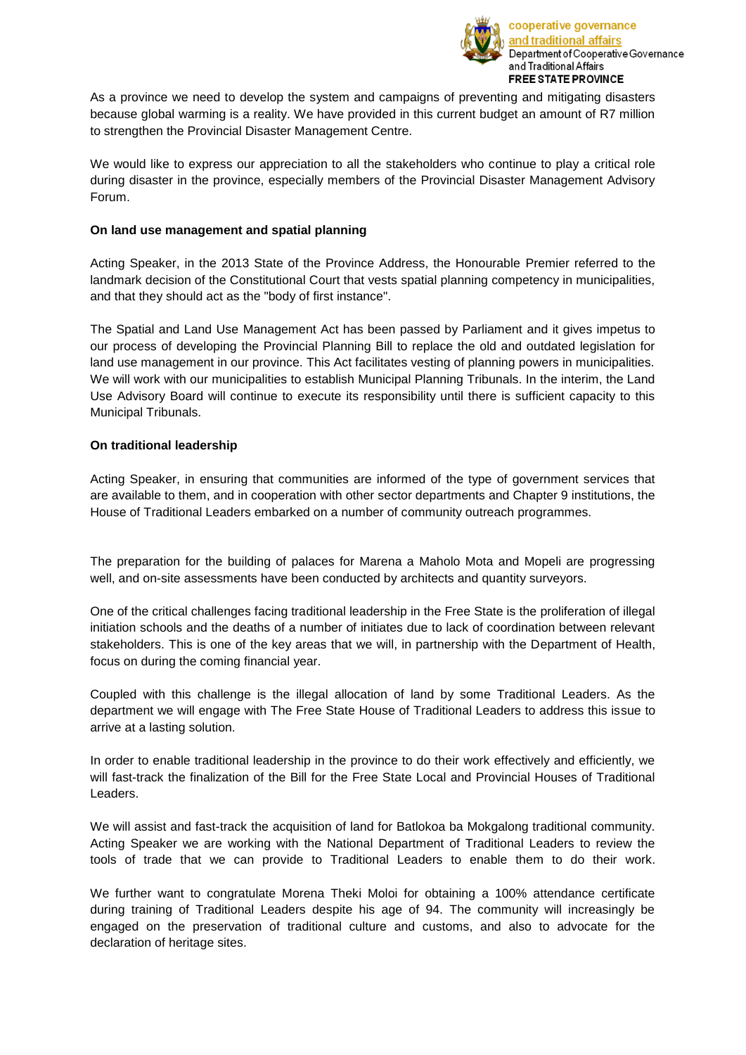As a province we need to develop the system and campaigns of preventing and mitigating disasters because global warming is a reality. We have provided in this current budget an amount of R7 million to strengthen the Provincial Disaster Management Centre.

We would like to express our appreciation to all the stakeholders who continue to play a critical role during disaster in the province, especially members of the Provincial Disaster Management Advisory Forum.

**On land use management and spatial planning**

Acting Speaker, in the 2013 State of the Province Address, the Honourable Premier referred to the landmark decision of the Constitutional Court that vests spatial planning competency in municipalities, and that they should act as the "body of first instance".

The Spatial and Land Use Management Act has been passed by Parliament and it gives impetus to our process of developing the Provincial Planning Bill to replace the old and outdated legislation for land use management in our province. This Act facilitates vesting of planning powers in municipalities. We will work with our municipalities to establish Municipal Planning Tribunals. In the interim, the Land Use Advisory Board will continue to execute its responsibility until there is sufficient capacity to this Municipal Tribunals.

**On traditional leadership**

Acting Speaker, in ensuring that communities are informed of the type of government services that are available to them, and in cooperation with other sector departments and Chapter 9 institutions, the House of Traditional Leaders embarked on a number of community outreach programmes.

The preparation for the building of palaces for Marena a Maholo Mota and Mopeli are progressing well, and on-site assessments have been conducted by architects and quantity surveyors.

One of the critical challenges facing traditional leadership in the Free State is the proliferation of illegal initiation schools and the deaths of a number of initiates due to lack of coordination between relevant stakeholders. This is one of the key areas that we will, in partnership with the Department of Health, focus on during the coming financial year.

Coupled with this challenge is the illegal allocation of land by some Traditional Leaders. As the department we will engage with The Free State House of Traditional Leaders to address this issue to arrive at a lasting solution.

In order to enable traditional leadership in the province to do their work effectively and efficiently, we will fast-track the finalization of the Bill for the Free State Local and Provincial Houses of Traditional Leaders.

We will assist and fast-track the acquisition of land for Batlokoa ba Mokgalong traditional community. Acting Speaker we are working with the National Department of Traditional Leaders to review the tools of trade that we can provide to Traditional Leaders to enable them to do their work.

We further want to congratulate Morena Theki Moloi for obtaining a 100% attendance certificate during training of Traditional Leaders despite his age of 94. The community will increasingly be engaged on the preservation of traditional culture and customs, and also to advocate for the declaration of heritage sites.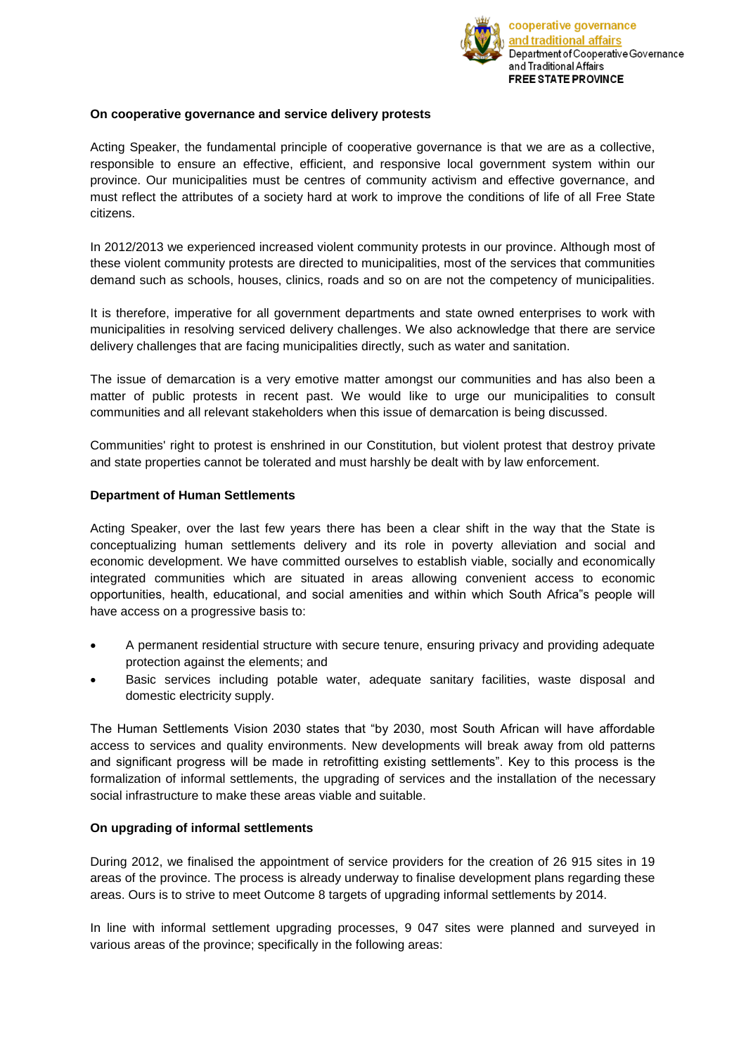**On cooperative governance and service delivery protests**

Acting Speaker, the fundamental principle of cooperative governance is that we are as a collective, responsible to ensure an effective, efficient, and responsive local government system within our province. Our municipalities must be centres of community activism and effective governance, and must reflect the attributes of a society hard at work to improve the conditions of life of all Free State citizens.

In 2012/2013 we experienced increased violent community protests in our province. Although most of these violent community protests are directed to municipalities, most of the services that communities demand such as schools, houses, clinics, roads and so on are not the competency of municipalities.

It is therefore, imperative for all government departments and state owned enterprises to work with municipalities in resolving serviced delivery challenges. We also acknowledge that there are service delivery challenges that are facing municipalities directly, such as water and sanitation.

The issue of demarcation is a very emotive matter amongst our communities and has also been a matter of public protests in recent past. We would like to urge our municipalities to consult communities and all relevant stakeholders when this issue of demarcation is being discussed.

Communities' right to protest is enshrined in our Constitution, but violent protest that destroy private and state properties cannot be tolerated and must harshly be dealt with by law enforcement.

**Department of Human Settlements**

Acting Speaker, over the last few years there has been a clear shift in the way that the State is conceptualizing human settlements delivery and its role in poverty alleviation and social and economic development. We have committed ourselves to establish viable, socially and economically integrated communities which are situated in areas allowing convenient access to economic opportunities, health, educational, and social amenities and within which South Africa"s people will have access on a progressive basis to:

- A permanent residential structure with secure tenure, ensuring privacy and providing adequate protection against the elements; and
- Basic services including potable water, adequate sanitary facilities, waste disposal and domestic electricity supply.

The Human Settlements Vision 2030 states that "by 2030, most South African will have affordable access to services and quality environments. New developments will break away from old patterns and significant progress will be made in retrofitting existing settlements". Key to this process is the formalization of informal settlements, the upgrading of services and the installation of the necessary social infrastructure to make these areas viable and suitable.

**On upgrading of informal settlements**

During 2012, we finalised the appointment of service providers for the creation of 26 915 sites in 19 areas of the province. The process is already underway to finalise development plans regarding these areas. Ours is to strive to meet Outcome 8 targets of upgrading informal settlements by 2014.

In line with informal settlement upgrading processes, 9 047 sites were planned and surveyed in various areas of the province; specifically in the following areas: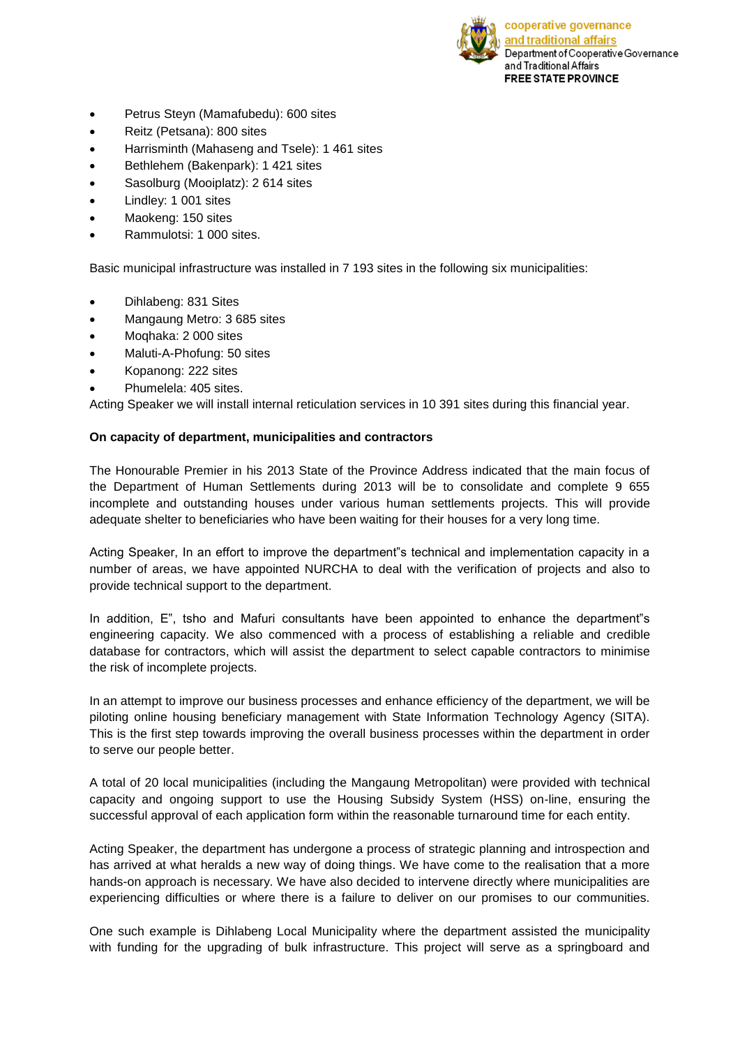- Petrus Steyn (Mamafubedu): 600 sites
- Reitz (Petsana): 800 sites
- Harrisminth (Mahaseng and Tsele): 1 461 sites
- Bethlehem (Bakenpark): 1 421 sites
- Sasolburg (Mooiplatz): 2 614 sites
- Lindley: 1 001 sites
- Maokeng: 150 sites
- Rammulotsi: 1 000 sites.

Basic municipal infrastructure was installed in 7 193 sites in the following six municipalities:

- Dihlabeng: 831 Sites
- Mangaung Metro: 3 685 sites
- Moqhaka: 2 000 sites
- Maluti-A-Phofung: 50 sites
- Kopanong: 222 sites
- Phumelela: 405 sites.

Acting Speaker we will install internal reticulation services in 10 391 sites during this financial year.

**On capacity of department, municipalities and contractors**

The Honourable Premier in his 2013 State of the Province Address indicated that the main focus of the Department of Human Settlements during 2013 will be to consolidate and complete 9 655 incomplete and outstanding houses under various human settlements projects. This will provide adequate shelter to beneficiaries who have been waiting for their houses for a very long time.

Acting Speaker, In an effort to improve the department"s technical and implementation capacity in a number of areas, we have appointed NURCHA to deal with the verification of projects and also to provide technical support to the department.

In addition, E", tsho and Mafuri consultants have been appointed to enhance the department"s engineering capacity. We also commenced with a process of establishing a reliable and credible database for contractors, which will assist the department to select capable contractors to minimise the risk of incomplete projects.

In an attempt to improve our business processes and enhance efficiency of the department, we will be piloting online housing beneficiary management with State Information Technology Agency (SITA). This is the first step towards improving the overall business processes within the department in order to serve our people better.

A total of 20 local municipalities (including the Mangaung Metropolitan) were provided with technical capacity and ongoing support to use the Housing Subsidy System (HSS) on-line, ensuring the successful approval of each application form within the reasonable turnaround time for each entity.

Acting Speaker, the department has undergone a process of strategic planning and introspection and has arrived at what heralds a new way of doing things. We have come to the realisation that a more hands-on approach is necessary. We have also decided to intervene directly where municipalities are experiencing difficulties or where there is a failure to deliver on our promises to our communities.

One such example is Dihlabeng Local Municipality where the department assisted the municipality with funding for the upgrading of bulk infrastructure. This project will serve as a springboard and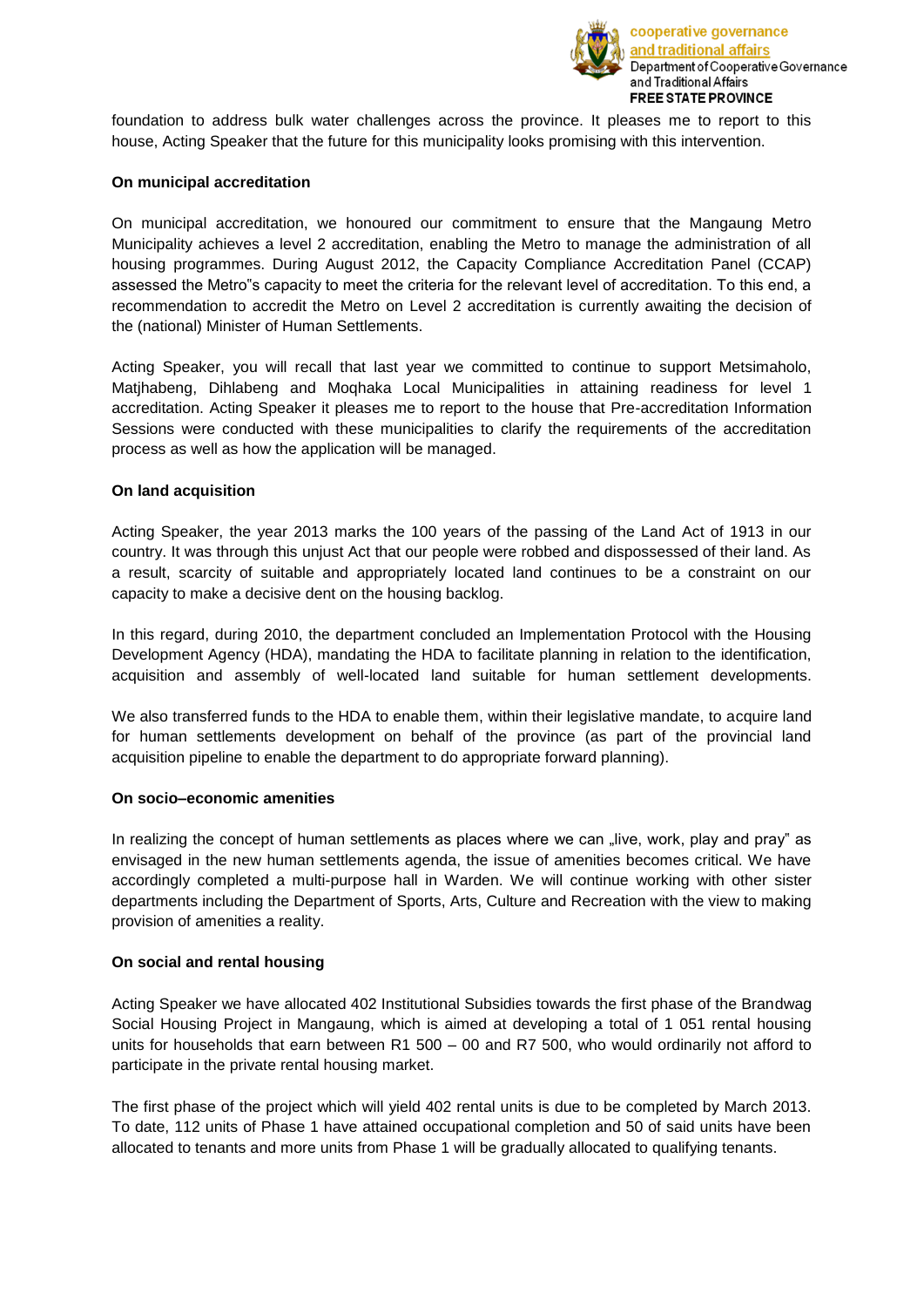foundation to address bulk water challenges across the province. It pleases me to report to this house, Acting Speaker that the future for this municipality looks promising with this intervention.

**On municipal accreditation**

On municipal accreditation, we honoured our commitment to ensure that the Mangaung Metro Municipality achieves a level 2 accreditation, enabling the Metro to manage the administration of all housing programmes. During August 2012, the Capacity Compliance Accreditation Panel (CCAP) assessed the Metro"s capacity to meet the criteria for the relevant level of accreditation. To this end, a recommendation to accredit the Metro on Level 2 accreditation is currently awaiting the decision of the (national) Minister of Human Settlements.

Acting Speaker, you will recall that last year we committed to continue to support Metsimaholo, Matjhabeng, Dihlabeng and Moqhaka Local Municipalities in attaining readiness for level 1 accreditation. Acting Speaker it pleases me to report to the house that Pre-accreditation Information Sessions were conducted with these municipalities to clarify the requirements of the accreditation process as well as how the application will be managed.

**On land acquisition**

Acting Speaker, the year 2013 marks the 100 years of the passing of the Land Act of 1913 in our country. It was through this unjust Act that our people were robbed and dispossessed of their land. As a result, scarcity of suitable and appropriately located land continues to be a constraint on our capacity to make a decisive dent on the housing backlog.

In this regard, during 2010, the department concluded an Implementation Protocol with the Housing Development Agency (HDA), mandating the HDA to facilitate planning in relation to the identification, acquisition and assembly of well-located land suitable for human settlement developments.

We also transferred funds to the HDA to enable them, within their legislative mandate, to acquire land for human settlements development on behalf of the province (as part of the provincial land acquisition pipeline to enable the department to do appropriate forward planning).

**On socio–economic amenities**

In realizing the concept of human settlements as places where we can „live, work, play and pray" as envisaged in the new human settlements agenda, the issue of amenities becomes critical. We have accordingly completed a multi-purpose hall in Warden. We will continue working with other sister departments including the Department of Sports, Arts, Culture and Recreation with the view to making provision of amenities a reality.

**On social and rental housing**

Acting Speaker we have allocated 402 Institutional Subsidies towards the first phase of the Brandwag Social Housing Project in Mangaung, which is aimed at developing a total of 1 051 rental housing units for households that earn between R1 500 – 00 and R7 500, who would ordinarily not afford to participate in the private rental housing market.

The first phase of the project which will yield 402 rental units is due to be completed by March 2013. To date, 112 units of Phase 1 have attained occupational completion and 50 of said units have been allocated to tenants and more units from Phase 1 will be gradually allocated to qualifying tenants.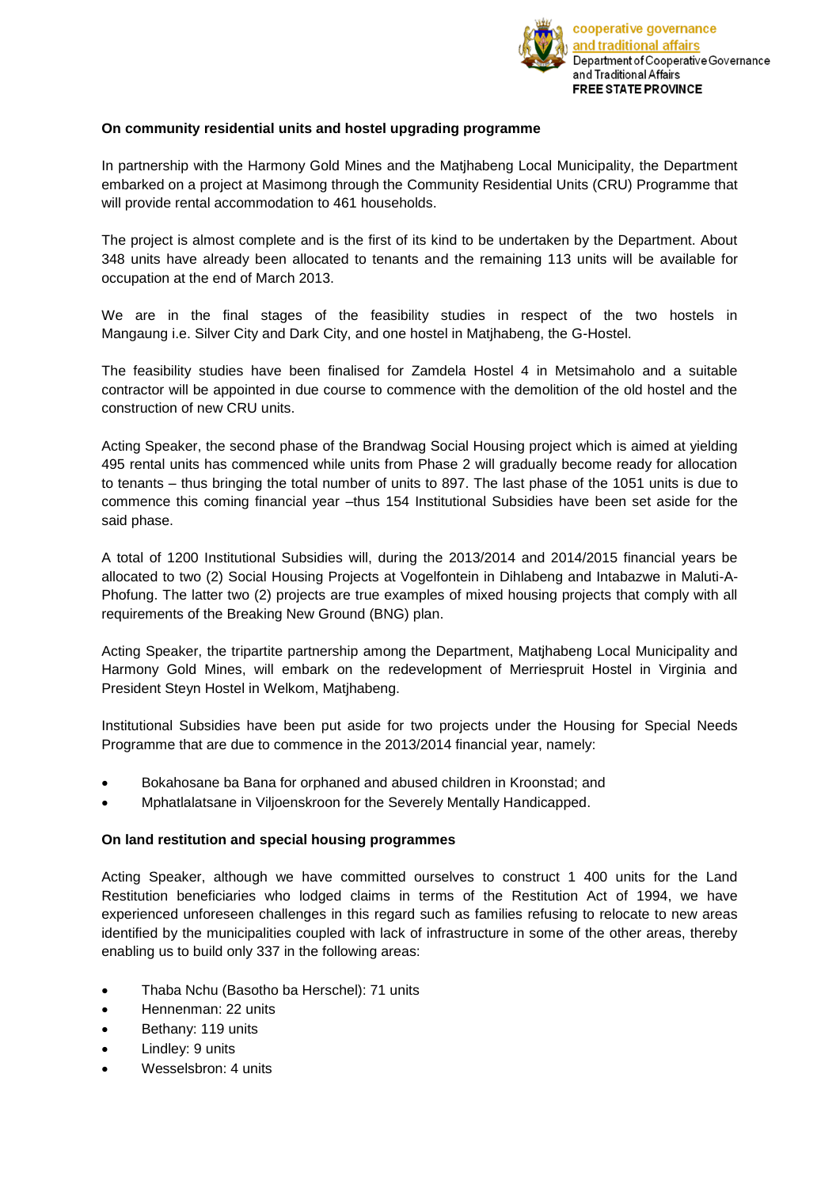**On community residential units and hostel upgrading programme**

In partnership with the Harmony Gold Mines and the Matjhabeng Local Municipality, the Department embarked on a project at Masimong through the Community Residential Units (CRU) Programme that will provide rental accommodation to 461 households.

The project is almost complete and is the first of its kind to be undertaken by the Department. About 348 units have already been allocated to tenants and the remaining 113 units will be available for occupation at the end of March 2013.

We are in the final stages of the feasibility studies in respect of the two hostels in Mangaung i.e. Silver City and Dark City, and one hostel in Matjhabeng, the G-Hostel.

The feasibility studies have been finalised for Zamdela Hostel 4 in Metsimaholo and a suitable contractor will be appointed in due course to commence with the demolition of the old hostel and the construction of new CRU units.

Acting Speaker, the second phase of the Brandwag Social Housing project which is aimed at yielding 495 rental units has commenced while units from Phase 2 will gradually become ready for allocation to tenants – thus bringing the total number of units to 897. The last phase of the 1051 units is due to commence this coming financial year –thus 154 Institutional Subsidies have been set aside for the said phase.

A total of 1200 Institutional Subsidies will, during the 2013/2014 and 2014/2015 financial years be allocated to two (2) Social Housing Projects at Vogelfontein in Dihlabeng and Intabazwe in Maluti-A-Phofung. The latter two (2) projects are true examples of mixed housing projects that comply with all requirements of the Breaking New Ground (BNG) plan.

Acting Speaker, the tripartite partnership among the Department, Matjhabeng Local Municipality and Harmony Gold Mines, will embark on the redevelopment of Merriespruit Hostel in Virginia and President Steyn Hostel in Welkom, Matjhabeng.

Institutional Subsidies have been put aside for two projects under the Housing for Special Needs Programme that are due to commence in the 2013/2014 financial year, namely:

- Bokahosane ba Bana for orphaned and abused children in Kroonstad; and
- Mphatlalatsane in Viljoenskroon for the Severely Mentally Handicapped.

**On land restitution and special housing programmes**

Acting Speaker, although we have committed ourselves to construct 1 400 units for the Land Restitution beneficiaries who lodged claims in terms of the Restitution Act of 1994, we have experienced unforeseen challenges in this regard such as families refusing to relocate to new areas identified by the municipalities coupled with lack of infrastructure in some of the other areas, thereby enabling us to build only 337 in the following areas:

- Thaba Nchu (Basotho ba Herschel): 71 units
- Hennenman: 22 units
- Bethany: 119 units
- Lindley: 9 units
- Wesselsbron: 4 units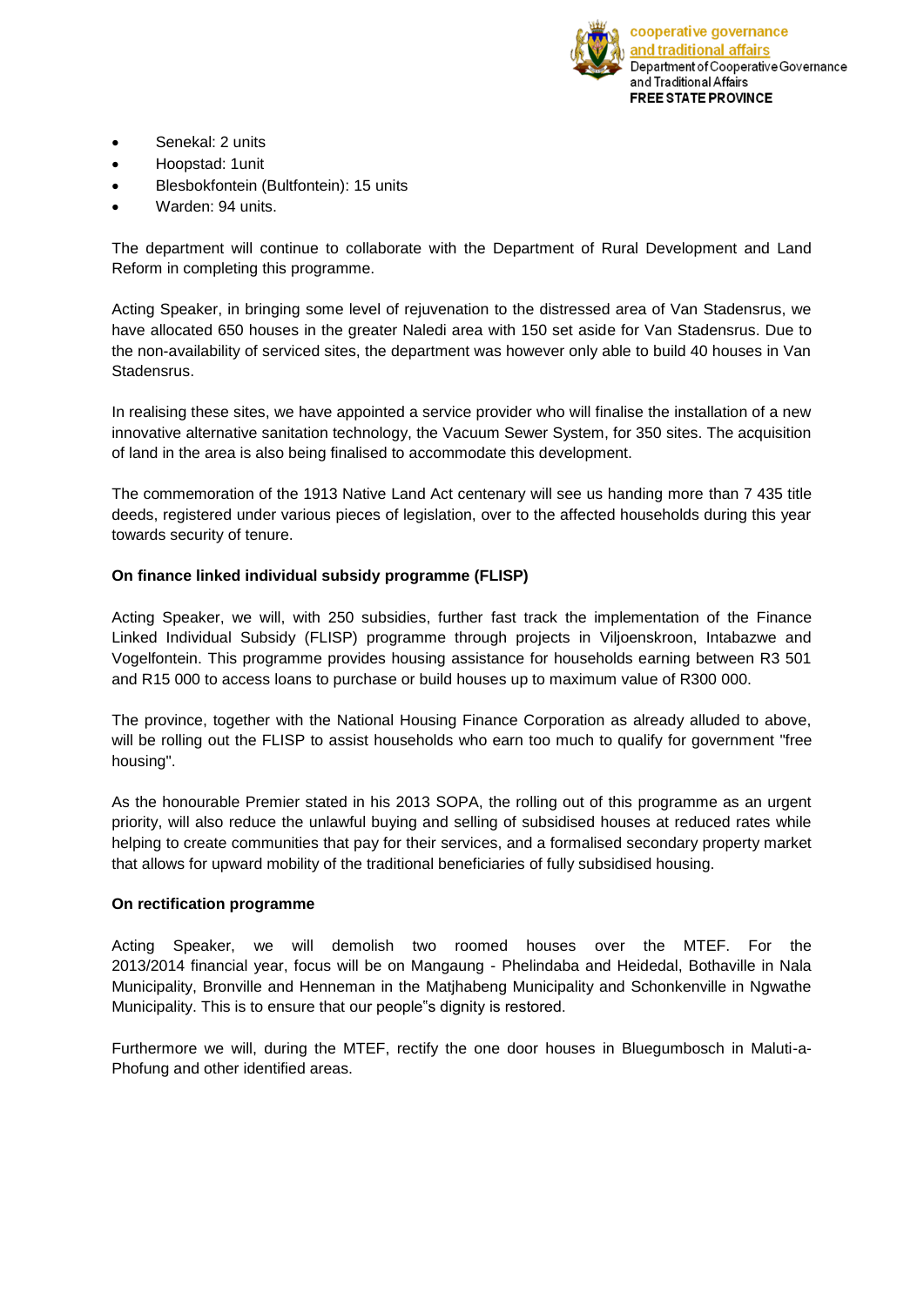- Senekal: 2 units
- Hoopstad: 1unit
- Blesbokfontein (Bultfontein): 15 units
- Warden: 94 units.

The department will continue to collaborate with the Department of Rural Development and Land Reform in completing this programme.

Acting Speaker, in bringing some level of rejuvenation to the distressed area of Van Stadensrus, we have allocated 650 houses in the greater Naledi area with 150 set aside for Van Stadensrus. Due to the non-availability of serviced sites, the department was however only able to build 40 houses in Van Stadensrus.

In realising these sites, we have appointed a service provider who will finalise the installation of a new innovative alternative sanitation technology, the Vacuum Sewer System, for 350 sites. The acquisition of land in the area is also being finalised to accommodate this development.

The commemoration of the 1913 Native Land Act centenary will see us handing more than 7 435 title deeds, registered under various pieces of legislation, over to the affected households during this year towards security of tenure.

**On finance linked individual subsidy programme (FLISP)**

Acting Speaker, we will, with 250 subsidies, further fast track the implementation of the Finance Linked Individual Subsidy (FLISP) programme through projects in Viljoenskroon, Intabazwe and Vogelfontein. This programme provides housing assistance for households earning between R3 501 and R15 000 to access loans to purchase or build houses up to maximum value of R300 000.

The province, together with the National Housing Finance Corporation as already alluded to above, will be rolling out the FLISP to assist households who earn too much to qualify for government "free housing".

As the honourable Premier stated in his 2013 SOPA, the rolling out of this programme as an urgent priority, will also reduce the unlawful buying and selling of subsidised houses at reduced rates while helping to create communities that pay for their services, and a formalised secondary property market that allows for upward mobility of the traditional beneficiaries of fully subsidised housing.

**On rectification programme**

Acting Speaker, we will demolish two roomed houses over the MTEF. For the 2013/2014 financial year, focus will be on Mangaung - Phelindaba and Heidedal, Bothaville in Nala Municipality, Bronville and Henneman in the Matjhabeng Municipality and Schonkenville in Ngwathe Municipality. This is to ensure that our people"s dignity is restored.

Furthermore we will, during the MTEF, rectify the one door houses in Bluegumbosch in Maluti-a-Phofung and other identified areas.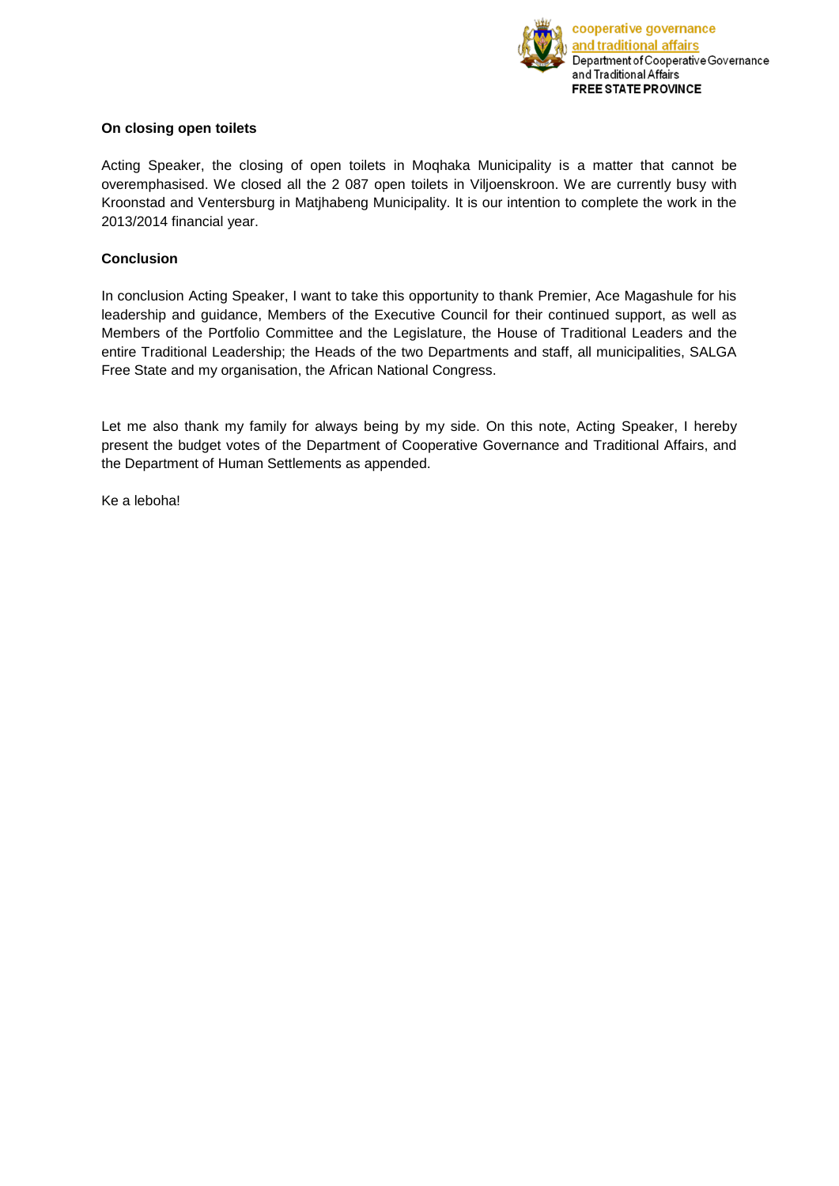**On closing open toilets**

Acting Speaker, the closing of open toilets in Moqhaka Municipality is a matter that cannot be overemphasised. We closed all the 2 087 open toilets in Viljoenskroon. We are currently busy with Kroonstad and Ventersburg in Matjhabeng Municipality. It is our intention to complete the work in the 2013/2014 financial year.

**Conclusion**

In conclusion Acting Speaker, I want to take this opportunity to thank Premier, Ace Magashule for his leadership and guidance, Members of the Executive Council for their continued support, as well as Members of the Portfolio Committee and the Legislature, the House of Traditional Leaders and the entire Traditional Leadership; the Heads of the two Departments and staff, all municipalities, SALGA Free State and my organisation, the African National Congress.

Let me also thank my family for always being by my side. On this note, Acting Speaker, I hereby present the budget votes of the Department of Cooperative Governance and Traditional Affairs, and the Department of Human Settlements as appended.

Ke a leboha!